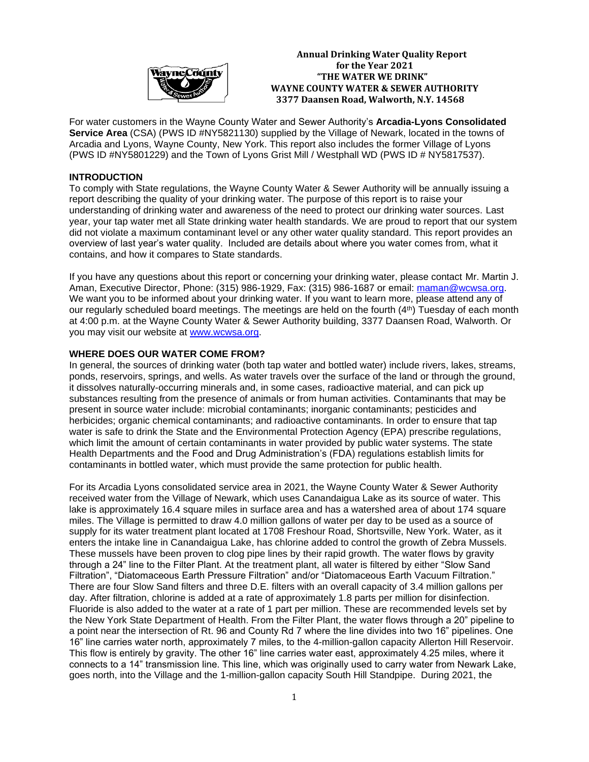**Annual Drinking Water Quality Report for the Year 2021**
**"THE WATER WE DRINK"**
**WAYNE COUNTY WATER & SEWER AUTHORITY**
**3377 Daansen Road, Walworth, N.Y. 14568**

For water customers in the Wayne County Water and Sewer Authority's **Arcadia-Lyons Consolidated Service Area** (CSA) (PWS ID #NY5821130) supplied by the Village of Newark, located in the towns of Arcadia and Lyons, Wayne County, New York. This report also includes the former Village of Lyons (PWS ID #NY5801229) and the Town of Lyons Grist Mill / Westphall WD (PWS ID # NY5817537).

## INTRODUCTION

To comply with State regulations, the Wayne County Water & Sewer Authority will be annually issuing a report describing the quality of your drinking water. The purpose of this report is to raise your understanding of drinking water and awareness of the need to protect our drinking water sources. Last year, your tap water met all State drinking water health standards. We are proud to report that our system did not violate a maximum contaminant level or any other water quality standard. This report provides an overview of last year's water quality. Included are details about where you water comes from, what it contains, and how it compares to State standards.

If you have any questions about this report or concerning your drinking water, please contact Mr. Martin J. Aman, Executive Director, Phone: (315) 986-1929, Fax: (315) 986-1687 or email: maman@wcwsa.org. We want you to be informed about your drinking water. If you want to learn more, please attend any of our regularly scheduled board meetings. The meetings are held on the fourth (4th) Tuesday of each month at 4:00 p.m. at the Wayne County Water & Sewer Authority building, 3377 Daansen Road, Walworth. Or you may visit our website at www.wcwsa.org.

## WHERE DOES OUR WATER COME FROM?

In general, the sources of drinking water (both tap water and bottled water) include rivers, lakes, streams, ponds, reservoirs, springs, and wells. As water travels over the surface of the land or through the ground, it dissolves naturally-occurring minerals and, in some cases, radioactive material, and can pick up substances resulting from the presence of animals or from human activities. Contaminants that may be present in source water include: microbial contaminants; inorganic contaminants; pesticides and herbicides; organic chemical contaminants; and radioactive contaminants. In order to ensure that tap water is safe to drink the State and the Environmental Protection Agency (EPA) prescribe regulations, which limit the amount of certain contaminants in water provided by public water systems. The state Health Departments and the Food and Drug Administration's (FDA) regulations establish limits for contaminants in bottled water, which must provide the same protection for public health.

For its Arcadia Lyons consolidated service area in 2021, the Wayne County Water & Sewer Authority received water from the Village of Newark, which uses Canandaigua Lake as its source of water. This lake is approximately 16.4 square miles in surface area and has a watershed area of about 174 square miles. The Village is permitted to draw 4.0 million gallons of water per day to be used as a source of supply for its water treatment plant located at 1708 Freshour Road, Shortsville, New York. Water, as it enters the intake line in Canandaigua Lake, has chlorine added to control the growth of Zebra Mussels. These mussels have been proven to clog pipe lines by their rapid growth. The water flows by gravity through a 24" line to the Filter Plant. At the treatment plant, all water is filtered by either "Slow Sand Filtration", "Diatomaceous Earth Pressure Filtration" and/or "Diatomaceous Earth Vacuum Filtration." There are four Slow Sand filters and three D.E. filters with an overall capacity of 3.4 million gallons per day. After filtration, chlorine is added at a rate of approximately 1.8 parts per million for disinfection. Fluoride is also added to the water at a rate of 1 part per million. These are recommended levels set by the New York State Department of Health. From the Filter Plant, the water flows through a 20" pipeline to a point near the intersection of Rt. 96 and County Rd 7 where the line divides into two 16" pipelines. One 16" line carries water north, approximately 7 miles, to the 4-million-gallon capacity Allerton Hill Reservoir. This flow is entirely by gravity. The other 16" line carries water east, approximately 4.25 miles, where it connects to a 14" transmission line. This line, which was originally used to carry water from Newark Lake, goes north, into the Village and the 1-million-gallon capacity South Hill Standpipe. During 2021, the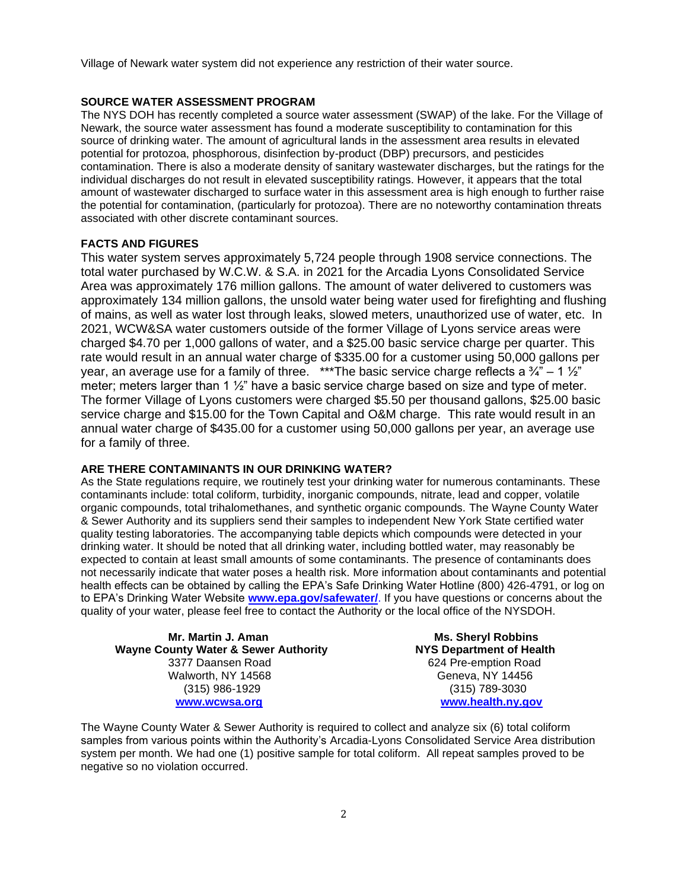Village of Newark water system did not experience any restriction of their water source.

## SOURCE WATER ASSESSMENT PROGRAM

The NYS DOH has recently completed a source water assessment (SWAP) of the lake. For the Village of Newark, the source water assessment has found a moderate susceptibility to contamination for this source of drinking water. The amount of agricultural lands in the assessment area results in elevated potential for protozoa, phosphorous, disinfection by-product (DBP) precursors, and pesticides contamination. There is also a moderate density of sanitary wastewater discharges, but the ratings for the individual discharges do not result in elevated susceptibility ratings. However, it appears that the total amount of wastewater discharged to surface water in this assessment area is high enough to further raise the potential for contamination, (particularly for protozoa). There are no noteworthy contamination threats associated with other discrete contaminant sources.

## FACTS AND FIGURES

This water system serves approximately 5,724 people through 1908 service connections. The total water purchased by W.C.W. & S.A. in 2021 for the Arcadia Lyons Consolidated Service Area was approximately 176 million gallons. The amount of water delivered to customers was approximately 134 million gallons, the unsold water being water used for firefighting and flushing of mains, as well as water lost through leaks, slowed meters, unauthorized use of water, etc. In 2021, WCW&SA water customers outside of the former Village of Lyons service areas were charged $4.70 per 1,000 gallons of water, and a $25.00 basic service charge per quarter. This rate would result in an annual water charge of $335.00 for a customer using 50,000 gallons per year, an average use for a family of three. ***The basic service charge reflects a ¾" – 1 ½" meter; meters larger than 1 ½" have a basic service charge based on size and type of meter. The former Village of Lyons customers were charged $5.50 per thousand gallons, $25.00 basic service charge and $15.00 for the Town Capital and O&M charge. This rate would result in an annual water charge of $435.00 for a customer using 50,000 gallons per year, an average use for a family of three.

## ARE THERE CONTAMINANTS IN OUR DRINKING WATER?

As the State regulations require, we routinely test your drinking water for numerous contaminants. These contaminants include: total coliform, turbidity, inorganic compounds, nitrate, lead and copper, volatile organic compounds, total trihalomethanes, and synthetic organic compounds. The Wayne County Water & Sewer Authority and its suppliers send their samples to independent New York State certified water quality testing laboratories. The accompanying table depicts which compounds were detected in your drinking water. It should be noted that all drinking water, including bottled water, may reasonably be expected to contain at least small amounts of some contaminants. The presence of contaminants does not necessarily indicate that water poses a health risk. More information about contaminants and potential health effects can be obtained by calling the EPA's Safe Drinking Water Hotline (800) 426-4791, or log on to EPA's Drinking Water Website **www.epa.gov/safewater/**. If you have questions or concerns about the quality of your water, please feel free to contact the Authority or the local office of the NYSDOH.

**Mr. Martin J. Aman**
**Wayne County Water & Sewer Authority**
3377 Daansen Road
Walworth, NY 14568
(315) 986-1929
**www.wcwsa.org**

**Ms. Sheryl Robbins**
**NYS Department of Health**
624 Pre-emption Road
Geneva, NY 14456
(315) 789-3030
**www.health.ny.gov**

The Wayne County Water & Sewer Authority is required to collect and analyze six (6) total coliform samples from various points within the Authority's Arcadia-Lyons Consolidated Service Area distribution system per month. We had one (1) positive sample for total coliform. All repeat samples proved to be negative so no violation occurred.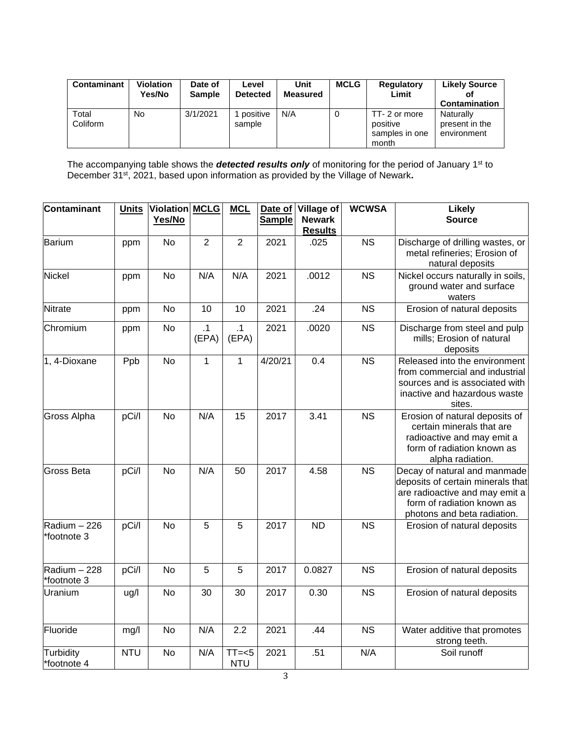| Contaminant | Violation Yes/No | Date of Sample | Level Detected | Unit Measured | MCLG | Regulatory Limit | Likely Source of Contamination |
|---|---|---|---|---|---|---|---|
| Total Coliform | No | 3/1/2021 | 1 positive sample | N/A | 0 | TT- 2 or more positive samples in one month | Naturally present in the environment |

The accompanying table shows the ***detected results only*** of monitoring for the period of January 1st to December 31st, 2021, based upon information as provided by the Village of Newark**.**

| Contaminant | Units | Violation Yes/No | MCLG | MCL | Date of Sample | Village of Newark Results | WCWSA | Likely Source |
|---|---|---|---|---|---|---|---|---|
| Barium | ppm | No | 2 | 2 | 2021 | .025 | NS | Discharge of drilling wastes, or metal refineries; Erosion of natural deposits |
| Nickel | ppm | No | N/A | N/A | 2021 | .0012 | NS | Nickel occurs naturally in soils, ground water and surface waters |
| Nitrate | ppm | No | 10 | 10 | 2021 | .24 | NS | Erosion of natural deposits |
| Chromium | ppm | No | .1 (EPA) | .1 (EPA) | 2021 | .0020 | NS | Discharge from steel and pulp mills; Erosion of natural deposits |
| 1, 4-Dioxane | Ppb | No | 1 | 1 | 4/20/21 | 0.4 | NS | Released into the environment from commercial and industrial sources and is associated with inactive and hazardous waste sites. |
| Gross Alpha | pCi/l | No | N/A | 15 | 2017 | 3.41 | NS | Erosion of natural deposits of certain minerals that are radioactive and may emit a form of radiation known as alpha radiation. |
| Gross Beta | pCi/l | No | N/A | 50 | 2017 | 4.58 | NS | Decay of natural and manmade deposits of certain minerals that are radioactive and may emit a form of radiation known as photons and beta radiation. |
| Radium – 226 *footnote 3 | pCi/l | No | 5 | 5 | 2017 | ND | NS | Erosion of natural deposits |
| Radium – 228 *footnote 3 | pCi/l | No | 5 | 5 | 2017 | 0.0827 | NS | Erosion of natural deposits |
| Uranium | ug/l | No | 30 | 30 | 2017 | 0.30 | NS | Erosion of natural deposits |
| Fluoride | mg/l | No | N/A | 2.2 | 2021 | .44 | NS | Water additive that promotes strong teeth. |
| Turbidity *footnote 4 | NTU | No | N/A | TT=<5 NTU | 2021 | .51 | N/A | Soil runoff |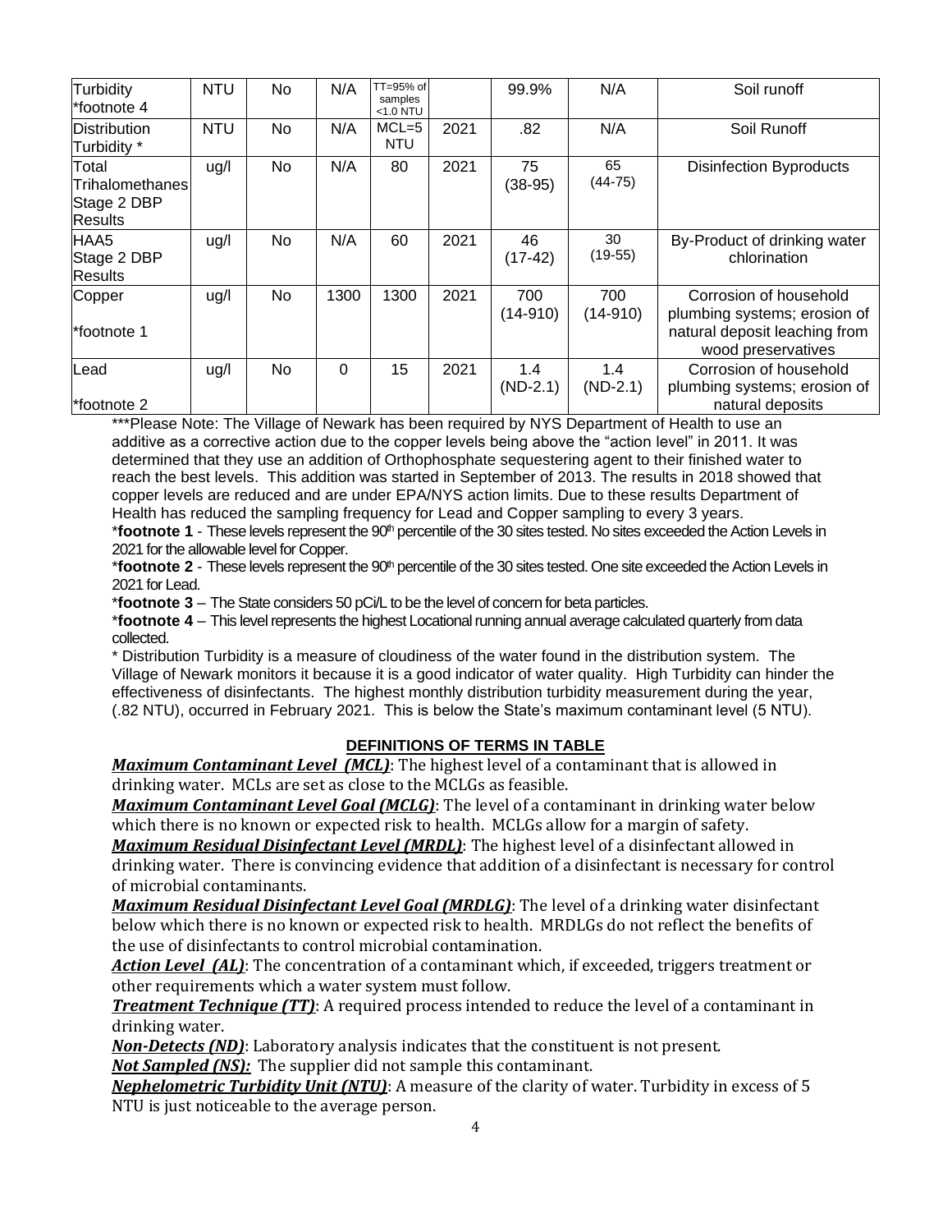| Turbidity *footnote 4 | NTU | No | N/A | TT=95% of samples <1.0 NTU | | 99.9% | N/A | Soil runoff |
|---|---|---|---|---|---|---|---|---|
| Distribution Turbidity * | NTU | No | N/A | MCL=5 NTU | 2021 | .82 | N/A | Soil Runoff |
| Total Trihalomethanes Stage 2 DBP Results | ug/l | No | N/A | 80 | 2021 | 75 (38-95) | 65 (44-75) | Disinfection Byproducts |
| HAA5 Stage 2 DBP Results | ug/l | No | N/A | 60 | 2021 | 46 (17-42) | 30 (19-55) | By-Product of drinking water chlorination |
| Copper *footnote 1 | ug/l | No | 1300 | 1300 | 2021 | 700 (14-910) | 700 (14-910) | Corrosion of household plumbing systems; erosion of natural deposit leaching from wood preservatives |
| Lead *footnote 2 | ug/l | No | 0 | 15 | 2021 | 1.4 (ND-2.1) | 1.4 (ND-2.1) | Corrosion of household plumbing systems; erosion of natural deposits |

***Please Note: The Village of Newark has been required by NYS Department of Health to use an additive as a corrective action due to the copper levels being above the "action level" in 2011. It was determined that they use an addition of Orthophosphate sequestering agent to their finished water to reach the best levels. This addition was started in September of 2013. The results in 2018 showed that copper levels are reduced and are under EPA/NYS action limits. Due to these results Department of Health has reduced the sampling frequency for Lead and Copper sampling to every 3 years.

***footnote 1** - These levels represent the 90th percentile of the 30 sites tested. No sites exceeded the Action Levels in 2021 for the allowable level for Copper.

***footnote 2** - These levels represent the 90th percentile of the 30 sites tested. One site exceeded the Action Levels in 2021 for Lead.

***footnote 3** – The State considers 50 pCi/L to be the level of concern for beta particles.

***footnote 4** – This level represents the highest Locational running annual average calculated quarterly from data collected.

* Distribution Turbidity is a measure of cloudiness of the water found in the distribution system. The Village of Newark monitors it because it is a good indicator of water quality. High Turbidity can hinder the effectiveness of disinfectants. The highest monthly distribution turbidity measurement during the year, (.82 NTU), occurred in February 2021. This is below the State's maximum contaminant level (5 NTU).

## DEFINITIONS OF TERMS IN TABLE

***Maximum Contaminant Level (MCL)***: The highest level of a contaminant that is allowed in drinking water. MCLs are set as close to the MCLGs as feasible.

***Maximum Contaminant Level Goal (MCLG)***: The level of a contaminant in drinking water below which there is no known or expected risk to health. MCLGs allow for a margin of safety.

***Maximum Residual Disinfectant Level (MRDL)***: The highest level of a disinfectant allowed in drinking water. There is convincing evidence that addition of a disinfectant is necessary for control of microbial contaminants.

***Maximum Residual Disinfectant Level Goal (MRDLG)***: The level of a drinking water disinfectant below which there is no known or expected risk to health. MRDLGs do not reflect the benefits of the use of disinfectants to control microbial contamination.

***Action Level (AL)***: The concentration of a contaminant which, if exceeded, triggers treatment or other requirements which a water system must follow.

***Treatment Technique (TT)***: A required process intended to reduce the level of a contaminant in drinking water.

***Non-Detects (ND)***: Laboratory analysis indicates that the constituent is not present.

***Not Sampled (NS):*** The supplier did not sample this contaminant.

***Nephelometric Turbidity Unit (NTU)***: A measure of the clarity of water. Turbidity in excess of 5 NTU is just noticeable to the average person.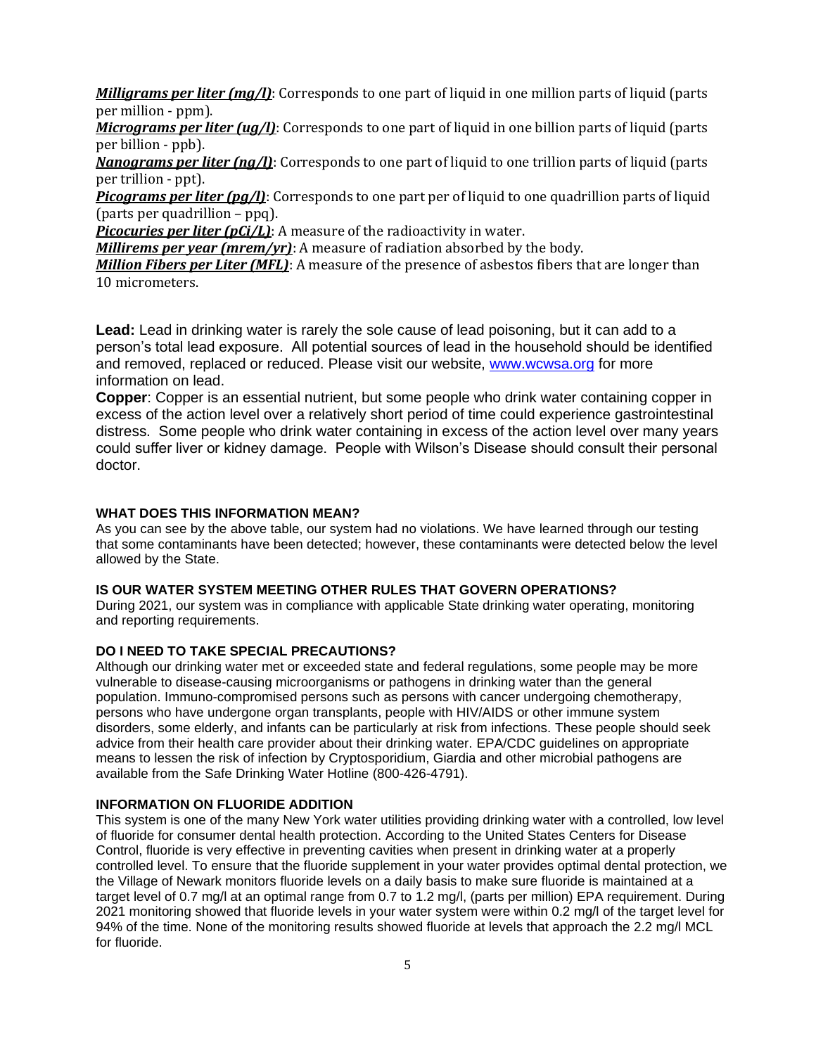***Milligrams per liter (mg/l)***: Corresponds to one part of liquid in one million parts of liquid (parts per million - ppm).
***Micrograms per liter (ug/l)***: Corresponds to one part of liquid in one billion parts of liquid (parts per billion - ppb).
***Nanograms per liter (ng/l)***: Corresponds to one part of liquid to one trillion parts of liquid (parts per trillion - ppt).
***Picograms per liter (pg/l)***: Corresponds to one part per of liquid to one quadrillion parts of liquid (parts per quadrillion – ppq).
***Picocuries per liter (pCi/L)***: A measure of the radioactivity in water.
***Millirems per year (mrem/yr)***: A measure of radiation absorbed by the body.
***Million Fibers per Liter (MFL)***: A measure of the presence of asbestos fibers that are longer than 10 micrometers.

**Lead:** Lead in drinking water is rarely the sole cause of lead poisoning, but it can add to a person's total lead exposure. All potential sources of lead in the household should be identified and removed, replaced or reduced. Please visit our website, www.wcwsa.org for more information on lead.
**Copper**: Copper is an essential nutrient, but some people who drink water containing copper in excess of the action level over a relatively short period of time could experience gastrointestinal distress. Some people who drink water containing in excess of the action level over many years could suffer liver or kidney damage. People with Wilson's Disease should consult their personal doctor.

### WHAT DOES THIS INFORMATION MEAN?

As you can see by the above table, our system had no violations. We have learned through our testing that some contaminants have been detected; however, these contaminants were detected below the level allowed by the State.

### IS OUR WATER SYSTEM MEETING OTHER RULES THAT GOVERN OPERATIONS?

During 2021, our system was in compliance with applicable State drinking water operating, monitoring and reporting requirements.

### DO I NEED TO TAKE SPECIAL PRECAUTIONS?

Although our drinking water met or exceeded state and federal regulations, some people may be more vulnerable to disease-causing microorganisms or pathogens in drinking water than the general population. Immuno-compromised persons such as persons with cancer undergoing chemotherapy, persons who have undergone organ transplants, people with HIV/AIDS or other immune system disorders, some elderly, and infants can be particularly at risk from infections. These people should seek advice from their health care provider about their drinking water. EPA/CDC guidelines on appropriate means to lessen the risk of infection by Cryptosporidium, Giardia and other microbial pathogens are available from the Safe Drinking Water Hotline (800-426-4791).

### INFORMATION ON FLUORIDE ADDITION

This system is one of the many New York water utilities providing drinking water with a controlled, low level of fluoride for consumer dental health protection. According to the United States Centers for Disease Control, fluoride is very effective in preventing cavities when present in drinking water at a properly controlled level. To ensure that the fluoride supplement in your water provides optimal dental protection, we the Village of Newark monitors fluoride levels on a daily basis to make sure fluoride is maintained at a target level of 0.7 mg/l at an optimal range from 0.7 to 1.2 mg/l, (parts per million) EPA requirement. During 2021 monitoring showed that fluoride levels in your water system were within 0.2 mg/l of the target level for 94% of the time. None of the monitoring results showed fluoride at levels that approach the 2.2 mg/l MCL for fluoride.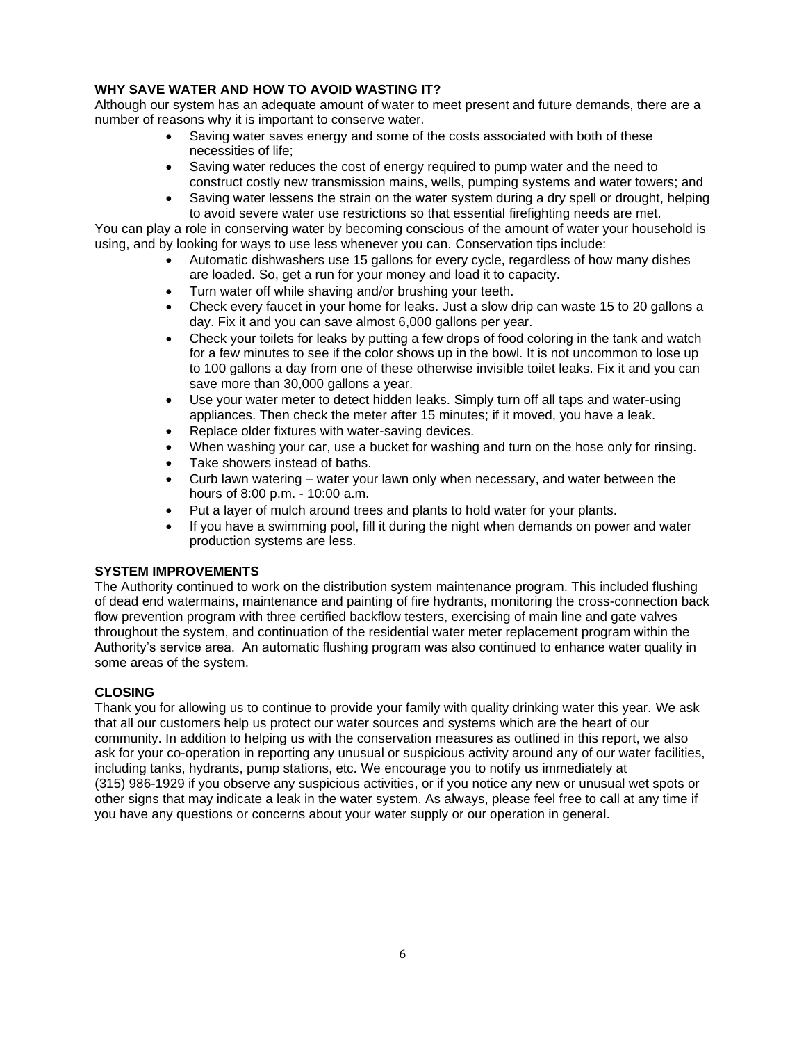**WHY SAVE WATER AND HOW TO AVOID WASTING IT?**

Although our system has an adequate amount of water to meet present and future demands, there are a number of reasons why it is important to conserve water.

- Saving water saves energy and some of the costs associated with both of these necessities of life;
- Saving water reduces the cost of energy required to pump water and the need to construct costly new transmission mains, wells, pumping systems and water towers; and
- Saving water lessens the strain on the water system during a dry spell or drought, helping to avoid severe water use restrictions so that essential firefighting needs are met.

You can play a role in conserving water by becoming conscious of the amount of water your household is using, and by looking for ways to use less whenever you can. Conservation tips include:

- Automatic dishwashers use 15 gallons for every cycle, regardless of how many dishes are loaded. So, get a run for your money and load it to capacity.
- Turn water off while shaving and/or brushing your teeth.
- Check every faucet in your home for leaks. Just a slow drip can waste 15 to 20 gallons a day. Fix it and you can save almost 6,000 gallons per year.
- Check your toilets for leaks by putting a few drops of food coloring in the tank and watch for a few minutes to see if the color shows up in the bowl. It is not uncommon to lose up to 100 gallons a day from one of these otherwise invisible toilet leaks. Fix it and you can save more than 30,000 gallons a year.
- Use your water meter to detect hidden leaks. Simply turn off all taps and water-using appliances. Then check the meter after 15 minutes; if it moved, you have a leak.
- Replace older fixtures with water-saving devices.
- When washing your car, use a bucket for washing and turn on the hose only for rinsing.
- Take showers instead of baths.
- Curb lawn watering – water your lawn only when necessary, and water between the hours of 8:00 p.m. - 10:00 a.m.
- Put a layer of mulch around trees and plants to hold water for your plants.
- If you have a swimming pool, fill it during the night when demands on power and water production systems are less.

**SYSTEM IMPROVEMENTS**

The Authority continued to work on the distribution system maintenance program. This included flushing of dead end watermains, maintenance and painting of fire hydrants, monitoring the cross-connection back flow prevention program with three certified backflow testers, exercising of main line and gate valves throughout the system, and continuation of the residential water meter replacement program within the Authority's service area. An automatic flushing program was also continued to enhance water quality in some areas of the system.

**CLOSING**

Thank you for allowing us to continue to provide your family with quality drinking water this year. We ask that all our customers help us protect our water sources and systems which are the heart of our community. In addition to helping us with the conservation measures as outlined in this report, we also ask for your co-operation in reporting any unusual or suspicious activity around any of our water facilities, including tanks, hydrants, pump stations, etc. We encourage you to notify us immediately at (315) 986-1929 if you observe any suspicious activities, or if you notice any new or unusual wet spots or other signs that may indicate a leak in the water system. As always, please feel free to call at any time if you have any questions or concerns about your water supply or our operation in general.